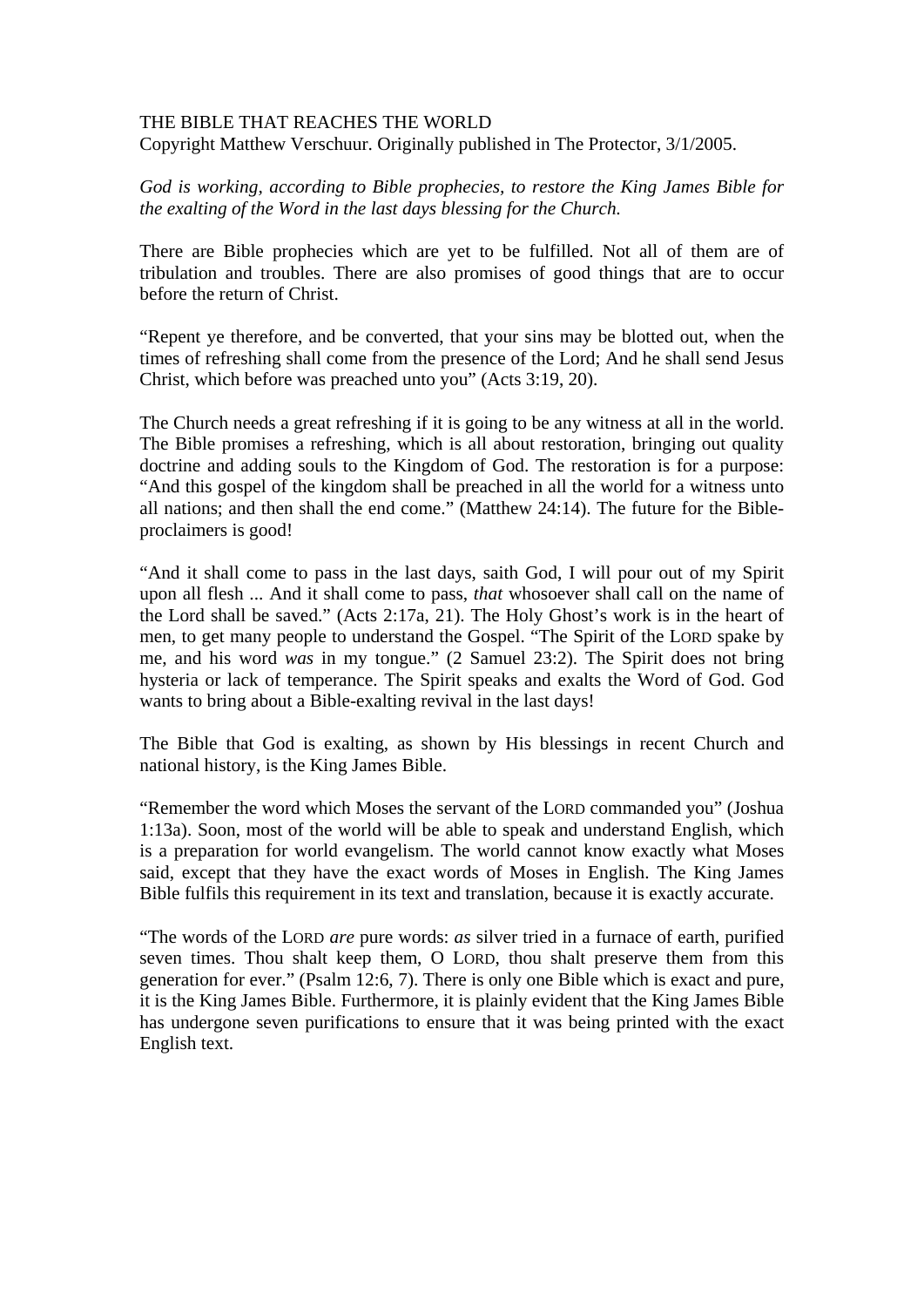# THE BIBLE THAT REACHES THE WORLD

Copyright Matthew Verschuur. Originally published in The Protector, 3/1/2005.

*God is working, according to Bible prophecies, to restore the King James Bible for the exalting of the Word in the last days blessing for the Church.*

There are Bible prophecies which are yet to be fulfilled. Not all of them are of tribulation and troubles. There are also promises of good things that are to occur before the return of Christ.

“Repent ye therefore, and be converted, that your sins may be blotted out, when the times of refreshing shall come from the presence of the Lord; And he shall send Jesus Christ, which before was preached unto you” (Acts 3:19, 20).

The Church needs a great refreshing if it is going to be any witness at all in the world. The Bible promises a refreshing, which is all about restoration, bringing out quality doctrine and adding souls to the Kingdom of God. The restoration is for a purpose: “And this gospel of the kingdom shall be preached in all the world for a witness unto all nations; and then shall the end come.” (Matthew 24:14). The future for the Bible-proclaimers is good!

“And it shall come to pass in the last days, saith God, I will pour out of my Spirit upon all flesh ... And it shall come to pass, *that* whosoever shall call on the name of the Lord shall be saved.” (Acts 2:17a, 21). The Holy Ghost’s work is in the heart of men, to get many people to understand the Gospel. “The Spirit of the LORD spake by me, and his word *was* in my tongue.” (2 Samuel 23:2). The Spirit does not bring hysteria or lack of temperance. The Spirit speaks and exalts the Word of God. God wants to bring about a Bible-exalting revival in the last days!

The Bible that God is exalting, as shown by His blessings in recent Church and national history, is the King James Bible.

“Remember the word which Moses the servant of the LORD commanded you” (Joshua 1:13a). Soon, most of the world will be able to speak and understand English, which is a preparation for world evangelism. The world cannot know exactly what Moses said, except that they have the exact words of Moses in English. The King James Bible fulfils this requirement in its text and translation, because it is exactly accurate.

“The words of the LORD *are* pure words: *as* silver tried in a furnace of earth, purified seven times. Thou shalt keep them, O LORD, thou shalt preserve them from this generation for ever.” (Psalm 12:6, 7). There is only one Bible which is exact and pure, it is the King James Bible. Furthermore, it is plainly evident that the King James Bible has undergone seven purifications to ensure that it was being printed with the exact English text.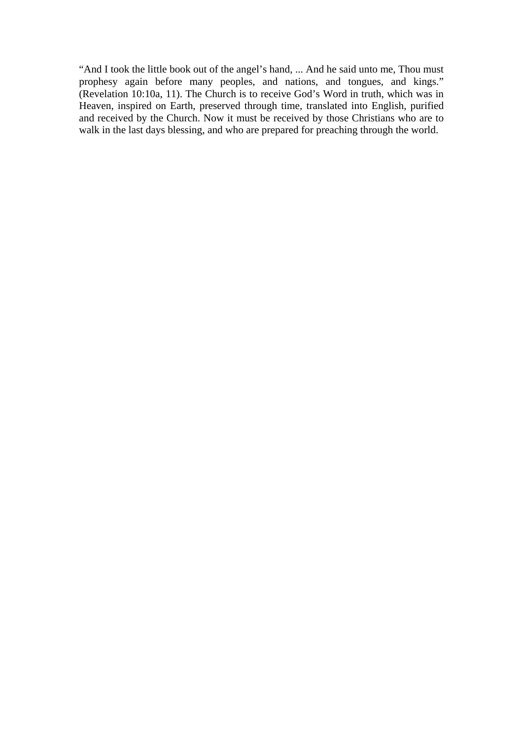“And I took the little book out of the angel’s hand, ... And he said unto me, Thou must prophesy again before many peoples, and nations, and tongues, and kings.” (Revelation 10:10a, 11). The Church is to receive God’s Word in truth, which was in Heaven, inspired on Earth, preserved through time, translated into English, purified and received by the Church. Now it must be received by those Christians who are to walk in the last days blessing, and who are prepared for preaching through the world.